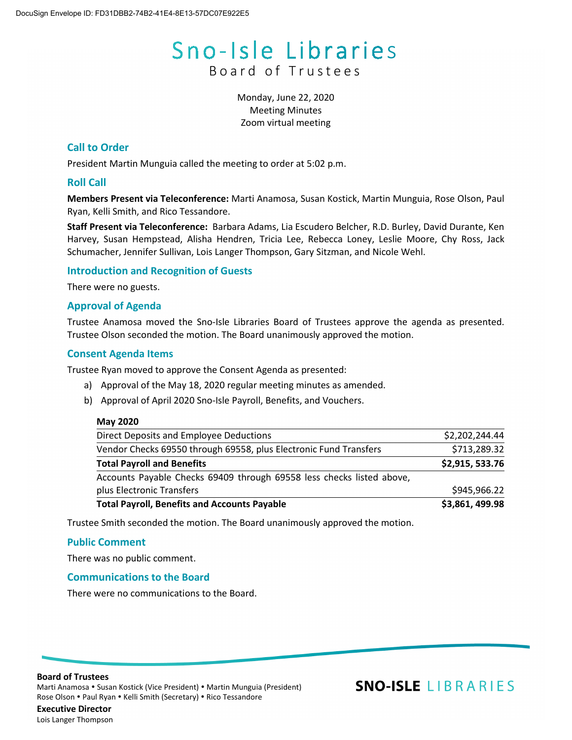DocuSign Envelope ID: FD31DBB2-74B2-41E4-8E13-57DC07E922E5

# Sno-Isle Libraries
## Board of Trustees

Monday, June 22, 2020
Meeting Minutes
Zoom virtual meeting

### Call to Order

President Martin Munguia called the meeting to order at 5:02 p.m.

### Roll Call

**Members Present via Teleconference:** Marti Anamosa, Susan Kostick, Martin Munguia, Rose Olson, Paul Ryan, Kelli Smith, and Rico Tessandore.

**Staff Present via Teleconference:** Barbara Adams, Lia Escudero Belcher, R.D. Burley, David Durante, Ken Harvey, Susan Hempstead, Alisha Hendren, Tricia Lee, Rebecca Loney, Leslie Moore, Chy Ross, Jack Schumacher, Jennifer Sullivan, Lois Langer Thompson, Gary Sitzman, and Nicole Wehl.

### Introduction and Recognition of Guests

There were no guests.

### Approval of Agenda

Trustee Anamosa moved the Sno-Isle Libraries Board of Trustees approve the agenda as presented. Trustee Olson seconded the motion. The Board unanimously approved the motion.

### Consent Agenda Items

Trustee Ryan moved to approve the Consent Agenda as presented:

a) Approval of the May 18, 2020 regular meeting minutes as amended.
b) Approval of April 2020 Sno-Isle Payroll, Benefits, and Vouchers.

| **May 2020** | |
|---|---|
| Direct Deposits and Employee Deductions | $2,202,244.44 |
| Vendor Checks 69550 through 69558, plus Electronic Fund Transfers | $713,289.32 |
| **Total Payroll and Benefits** | **$2,915, 533.76** |
| Accounts Payable Checks 69409 through 69558 less checks listed above, plus Electronic Transfers | $945,966.22 |
| **Total Payroll, Benefits and Accounts Payable** | **$3,861, 499.98** |

Trustee Smith seconded the motion. The Board unanimously approved the motion.

### Public Comment

There was no public comment.

### Communications to the Board

There were no communications to the Board.

**Board of Trustees**
Marti Anamosa • Susan Kostick (Vice President) • Martin Munguia (President)
Rose Olson • Paul Ryan • Kelli Smith (Secretary) • Rico Tessandore

**Executive Director**
Lois Langer Thompson

SNO-ISLE LIBRARIES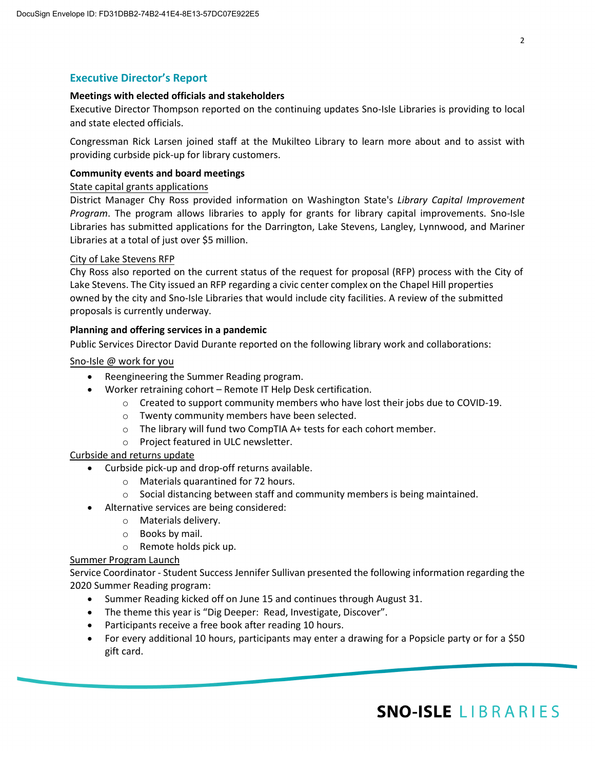## Executive Director's Report

**Meetings with elected officials and stakeholders**

Executive Director Thompson reported on the continuing updates Sno-Isle Libraries is providing to local and state elected officials.

Congressman Rick Larsen joined staff at the Mukilteo Library to learn more about and to assist with providing curbside pick-up for library customers.

**Community events and board meetings**

State capital grants applications

District Manager Chy Ross provided information on Washington State's *Library Capital Improvement Program*. The program allows libraries to apply for grants for library capital improvements. Sno-Isle Libraries has submitted applications for the Darrington, Lake Stevens, Langley, Lynnwood, and Mariner Libraries at a total of just over $5 million.

City of Lake Stevens RFP

Chy Ross also reported on the current status of the request for proposal (RFP) process with the City of Lake Stevens. The City issued an RFP regarding a civic center complex on the Chapel Hill properties owned by the city and Sno-Isle Libraries that would include city facilities. A review of the submitted proposals is currently underway.

**Planning and offering services in a pandemic**

Public Services Director David Durante reported on the following library work and collaborations:

Sno-Isle @ work for you

- Reengineering the Summer Reading program.
- Worker retraining cohort – Remote IT Help Desk certification.
  - Created to support community members who have lost their jobs due to COVID-19.
  - Twenty community members have been selected.
  - The library will fund two CompTIA A+ tests for each cohort member.
  - Project featured in ULC newsletter.

Curbside and returns update

- Curbside pick-up and drop-off returns available.
  - Materials quarantined for 72 hours.
  - Social distancing between staff and community members is being maintained.
- Alternative services are being considered:
  - Materials delivery.
  - Books by mail.
  - Remote holds pick up.

Summer Program Launch

Service Coordinator - Student Success Jennifer Sullivan presented the following information regarding the 2020 Summer Reading program:

- Summer Reading kicked off on June 15 and continues through August 31.
- The theme this year is "Dig Deeper: Read, Investigate, Discover".
- Participants receive a free book after reading 10 hours.
- For every additional 10 hours, participants may enter a drawing for a Popsicle party or for a $50 gift card.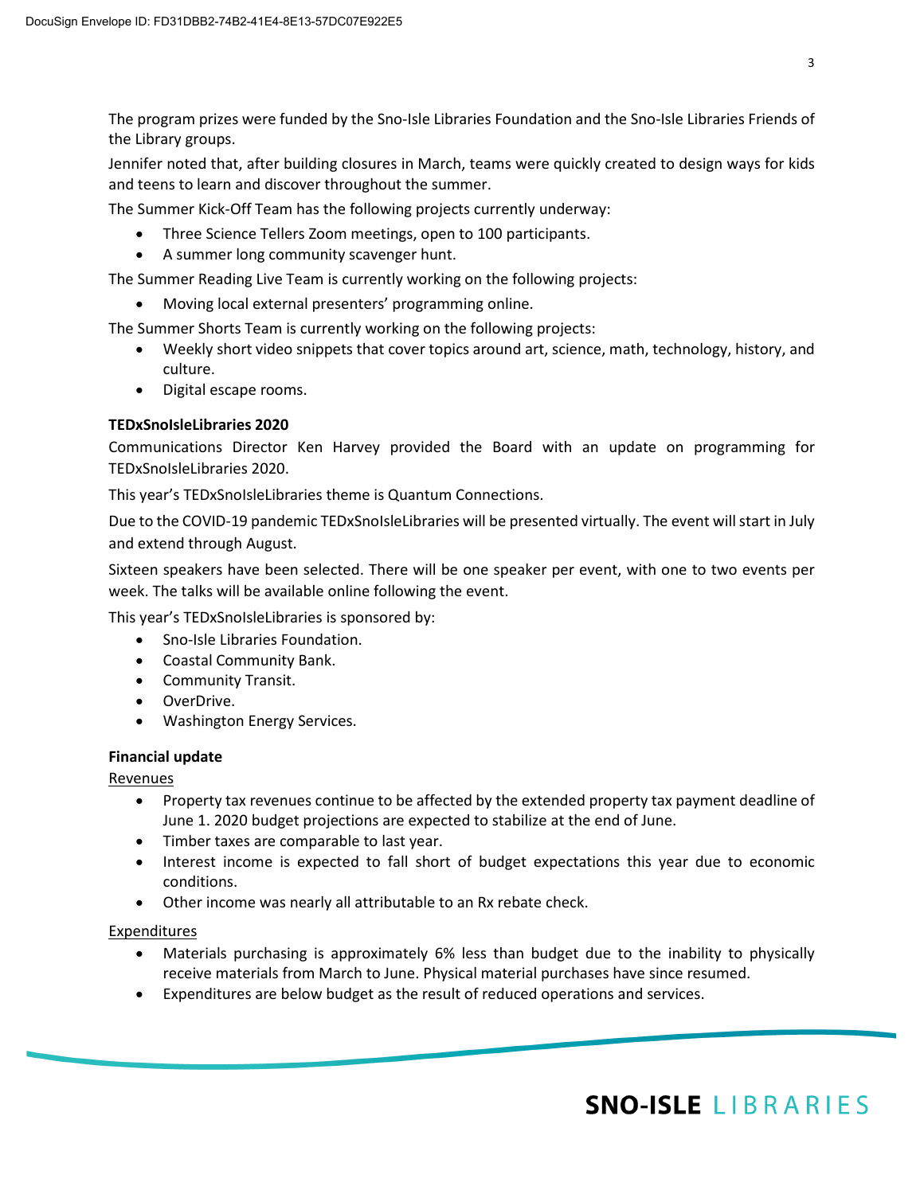The program prizes were funded by the Sno-Isle Libraries Foundation and the Sno-Isle Libraries Friends of the Library groups.

Jennifer noted that, after building closures in March, teams were quickly created to design ways for kids and teens to learn and discover throughout the summer.

The Summer Kick-Off Team has the following projects currently underway:

- Three Science Tellers Zoom meetings, open to 100 participants.
- A summer long community scavenger hunt.

The Summer Reading Live Team is currently working on the following projects:

- Moving local external presenters' programming online.

The Summer Shorts Team is currently working on the following projects:

- Weekly short video snippets that cover topics around art, science, math, technology, history, and culture.
- Digital escape rooms.

**TEDxSnoIsleLibraries 2020**

Communications Director Ken Harvey provided the Board with an update on programming for TEDxSnoIsleLibraries 2020.

This year's TEDxSnoIsleLibraries theme is Quantum Connections.

Due to the COVID-19 pandemic TEDxSnoIsleLibraries will be presented virtually. The event will start in July and extend through August.

Sixteen speakers have been selected. There will be one speaker per event, with one to two events per week. The talks will be available online following the event.

This year's TEDxSnoIsleLibraries is sponsored by:

- Sno-Isle Libraries Foundation.
- Coastal Community Bank.
- Community Transit.
- OverDrive.
- Washington Energy Services.

**Financial update**

Revenues

- Property tax revenues continue to be affected by the extended property tax payment deadline of June 1. 2020 budget projections are expected to stabilize at the end of June.
- Timber taxes are comparable to last year.
- Interest income is expected to fall short of budget expectations this year due to economic conditions.
- Other income was nearly all attributable to an Rx rebate check.

Expenditures

- Materials purchasing is approximately 6% less than budget due to the inability to physically receive materials from March to June. Physical material purchases have since resumed.
- Expenditures are below budget as the result of reduced operations and services.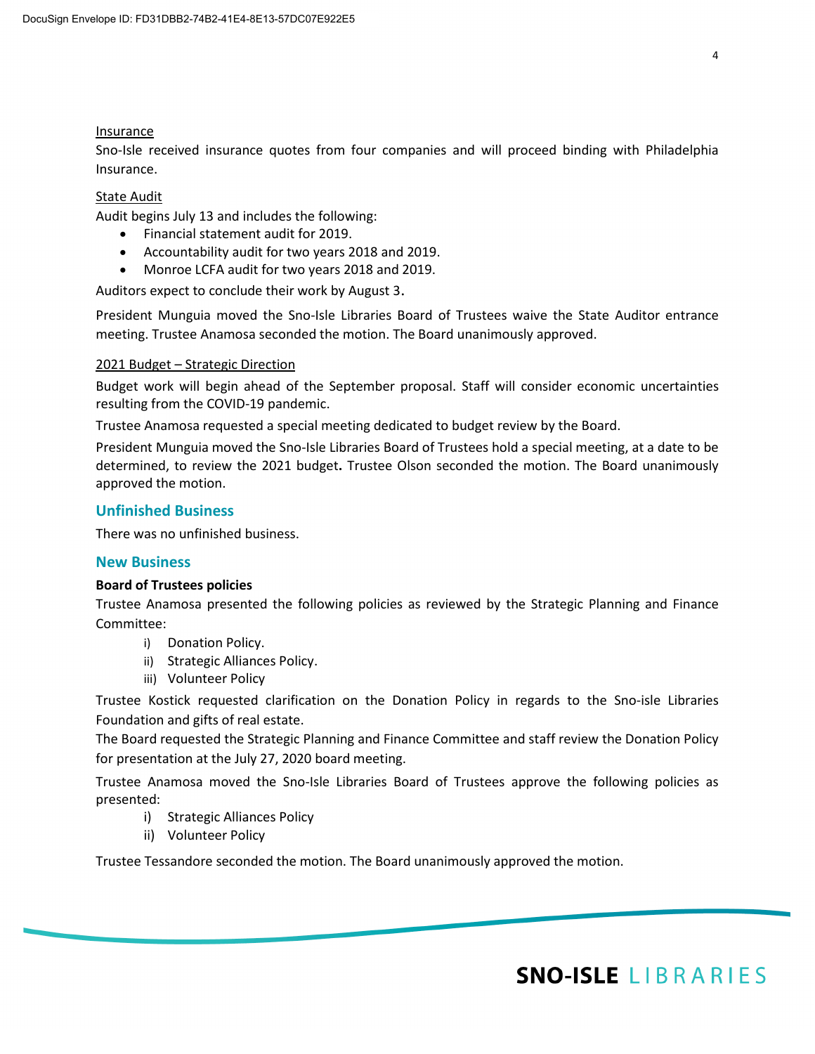Insurance

Sno-Isle received insurance quotes from four companies and will proceed binding with Philadelphia Insurance.

State Audit

Audit begins July 13 and includes the following:

- Financial statement audit for 2019.
- Accountability audit for two years 2018 and 2019.
- Monroe LCFA audit for two years 2018 and 2019.

Auditors expect to conclude their work by August 3.

President Munguia moved the Sno-Isle Libraries Board of Trustees waive the State Auditor entrance meeting. Trustee Anamosa seconded the motion. The Board unanimously approved.

2021 Budget – Strategic Direction

Budget work will begin ahead of the September proposal. Staff will consider economic uncertainties resulting from the COVID-19 pandemic.

Trustee Anamosa requested a special meeting dedicated to budget review by the Board.

President Munguia moved the Sno-Isle Libraries Board of Trustees hold a special meeting, at a date to be determined, to review the 2021 budget**.** Trustee Olson seconded the motion. The Board unanimously approved the motion.

## Unfinished Business

There was no unfinished business.

## New Business

**Board of Trustees policies**

Trustee Anamosa presented the following policies as reviewed by the Strategic Planning and Finance Committee:

i) Donation Policy.
ii) Strategic Alliances Policy.
iii) Volunteer Policy

Trustee Kostick requested clarification on the Donation Policy in regards to the Sno-isle Libraries Foundation and gifts of real estate.

The Board requested the Strategic Planning and Finance Committee and staff review the Donation Policy for presentation at the July 27, 2020 board meeting.

Trustee Anamosa moved the Sno-Isle Libraries Board of Trustees approve the following policies as presented:

i) Strategic Alliances Policy
ii) Volunteer Policy

Trustee Tessandore seconded the motion. The Board unanimously approved the motion.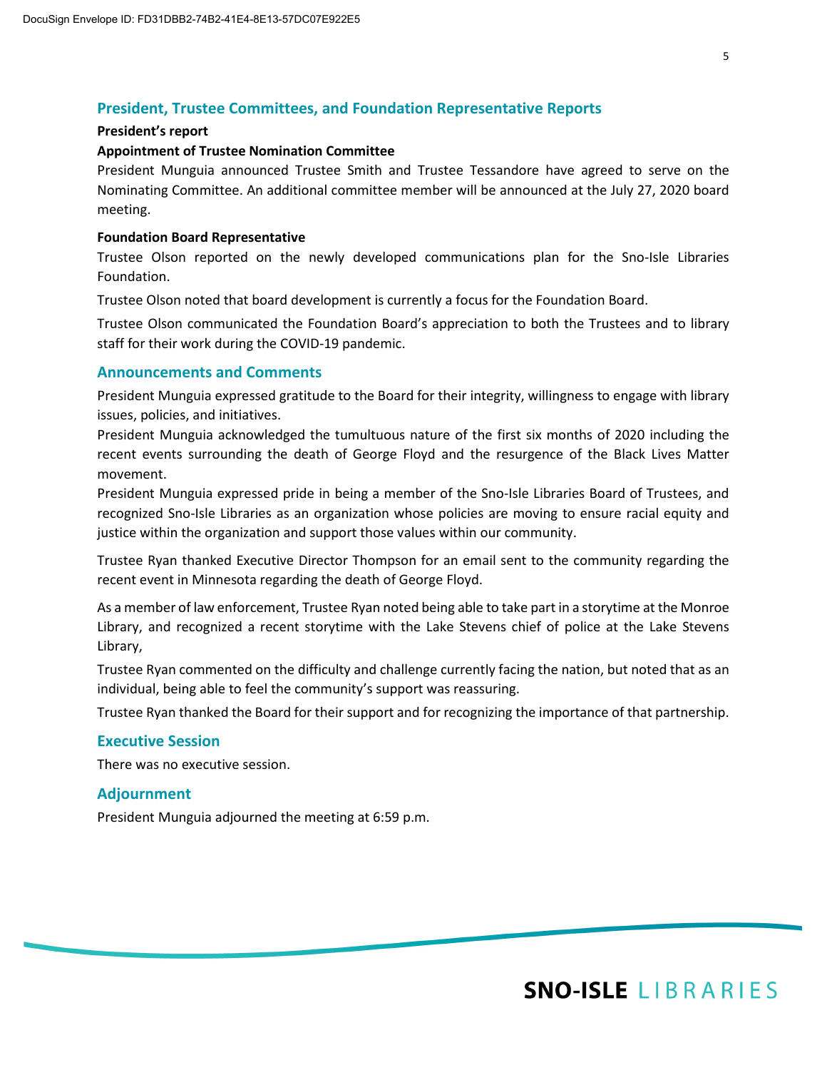## President, Trustee Committees, and Foundation Representative Reports

**President's report**

**Appointment of Trustee Nomination Committee**

President Munguia announced Trustee Smith and Trustee Tessandore have agreed to serve on the Nominating Committee. An additional committee member will be announced at the July 27, 2020 board meeting.

**Foundation Board Representative**

Trustee Olson reported on the newly developed communications plan for the Sno-Isle Libraries Foundation.

Trustee Olson noted that board development is currently a focus for the Foundation Board.

Trustee Olson communicated the Foundation Board's appreciation to both the Trustees and to library staff for their work during the COVID-19 pandemic.

## Announcements and Comments

President Munguia expressed gratitude to the Board for their integrity, willingness to engage with library issues, policies, and initiatives.

President Munguia acknowledged the tumultuous nature of the first six months of 2020 including the recent events surrounding the death of George Floyd and the resurgence of the Black Lives Matter movement.

President Munguia expressed pride in being a member of the Sno-Isle Libraries Board of Trustees, and recognized Sno-Isle Libraries as an organization whose policies are moving to ensure racial equity and justice within the organization and support those values within our community.

Trustee Ryan thanked Executive Director Thompson for an email sent to the community regarding the recent event in Minnesota regarding the death of George Floyd.

As a member of law enforcement, Trustee Ryan noted being able to take part in a storytime at the Monroe Library, and recognized a recent storytime with the Lake Stevens chief of police at the Lake Stevens Library,

Trustee Ryan commented on the difficulty and challenge currently facing the nation, but noted that as an individual, being able to feel the community's support was reassuring.

Trustee Ryan thanked the Board for their support and for recognizing the importance of that partnership.

## Executive Session

There was no executive session.

## Adjournment

President Munguia adjourned the meeting at 6:59 p.m.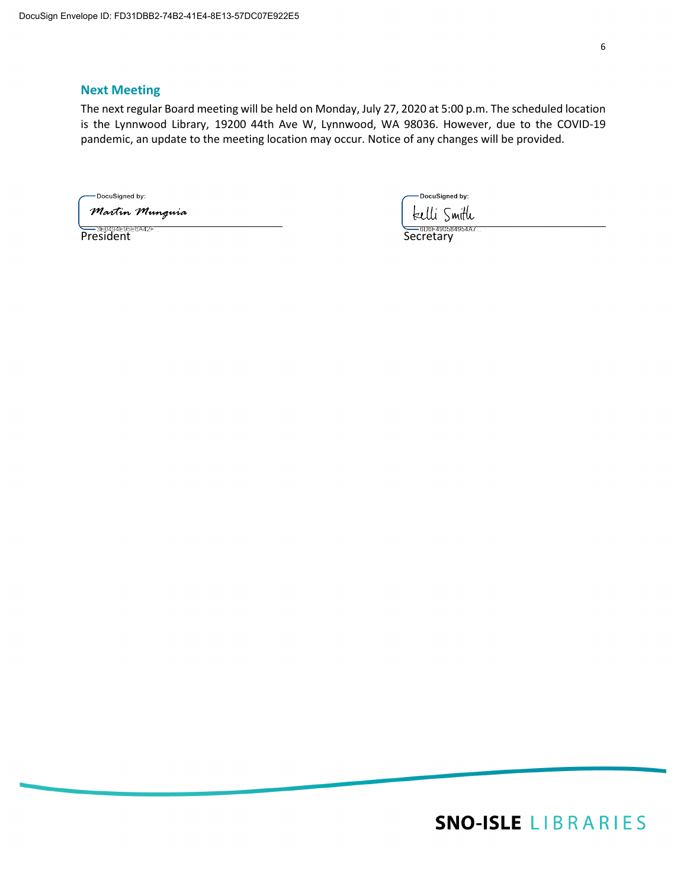## Next Meeting

The next regular Board meeting will be held on Monday, July 27, 2020 at 5:00 p.m. The scheduled location is the Lynnwood Library, 19200 44th Ave W, Lynnwood, WA 98036. However, due to the COVID-19 pandemic, an update to the meeting location may occur. Notice of any changes will be provided.

DocuSigned by:
Martin Munguia
3E0494E95E6A42F...
President

DocuSigned by:
Kelli Smith
6D8F490584954A7...
Secretary

**SNO-ISLE** LIBRARIES